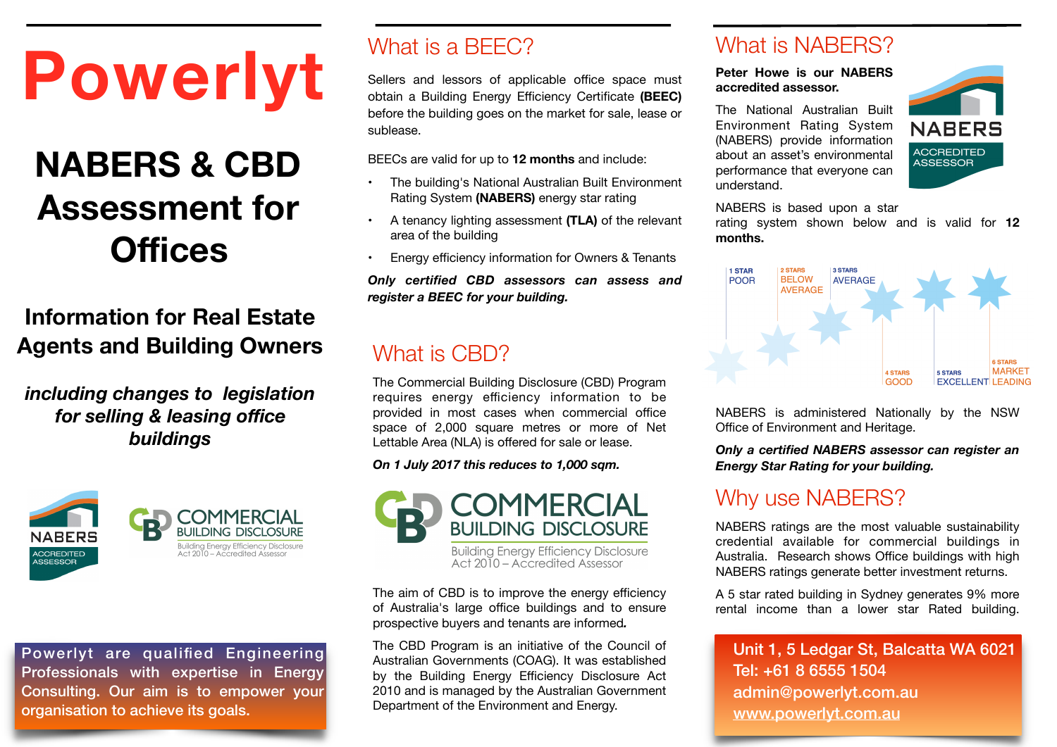# Powerlyt

## NABERS & CBD Assessment for Offices

### Information for Real Estate Agents and Building Owners

***including changes to legislation for selling & leasing office buildings***

NABERS ACCREDITED ASSESSOR

COMMERCIAL BUILDING DISCLOSURE
Building Energy Efficiency Disclosure Act 2010 – Accredited Assessor

Powerlyt are qualified Engineering Professionals with expertise in Energy Consulting. Our aim is to empower your organisation to achieve its goals.

## What is a BEEC?

Sellers and lessors of applicable office space must obtain a Building Energy Efficiency Certificate **(BEEC)** before the building goes on the market for sale, lease or sublease.

BEECs are valid for up to **12 months** and include:

- The building's National Australian Built Environment Rating System **(NABERS)** energy star rating
- A tenancy lighting assessment **(TLA)** of the relevant area of the building
- Energy efficiency information for Owners & Tenants

***Only certified CBD assessors can assess and register a BEEC for your building.***

## What is CBD?

The Commercial Building Disclosure (CBD) Program requires energy efficiency information to be provided in most cases when commercial office space of 2,000 square metres or more of Net Lettable Area (NLA) is offered for sale or lease.

***On 1 July 2017 this reduces to 1,000 sqm.***

COMMERCIAL BUILDING DISCLOSURE
Building Energy Efficiency Disclosure Act 2010 – Accredited Assessor

The aim of CBD is to improve the energy efficiency of Australia's large office buildings and to ensure prospective buyers and tenants are informed.

The CBD Program is an initiative of the Council of Australian Governments (COAG). It was established by the Building Energy Efficiency Disclosure Act 2010 and is managed by the Australian Government Department of the Environment and Energy.

## What is NABERS?

**Peter Howe is our NABERS accredited assessor.**

NABERS ACCREDITED ASSESSOR

The National Australian Built Environment Rating System (NABERS) provide information about an asset's environmental performance that everyone can understand.

NABERS is based upon a star rating system shown below and is valid for **12 months.**

| 1 STAR | 2 STARS | 3 STARS | 4 STARS | 5 STARS | 6 STARS |
|---|---|---|---|---|---|
| POOR | BELOW AVERAGE | AVERAGE | GOOD | EXCELLENT | MARKET LEADING |

NABERS is administered Nationally by the NSW Office of Environment and Heritage.

***Only a certified NABERS assessor can register an Energy Star Rating for your building.***

## Why use NABERS?

NABERS ratings are the most valuable sustainability credential available for commercial buildings in Australia. Research shows Office buildings with high NABERS ratings generate better investment returns.

A 5 star rated building in Sydney generates 9% more rental income than a lower star Rated building.

Unit 1, 5 Ledgar St, Balcatta WA 6021
Tel: +61 8 6555 1504
admin@powerlyt.com.au
www.powerlyt.com.au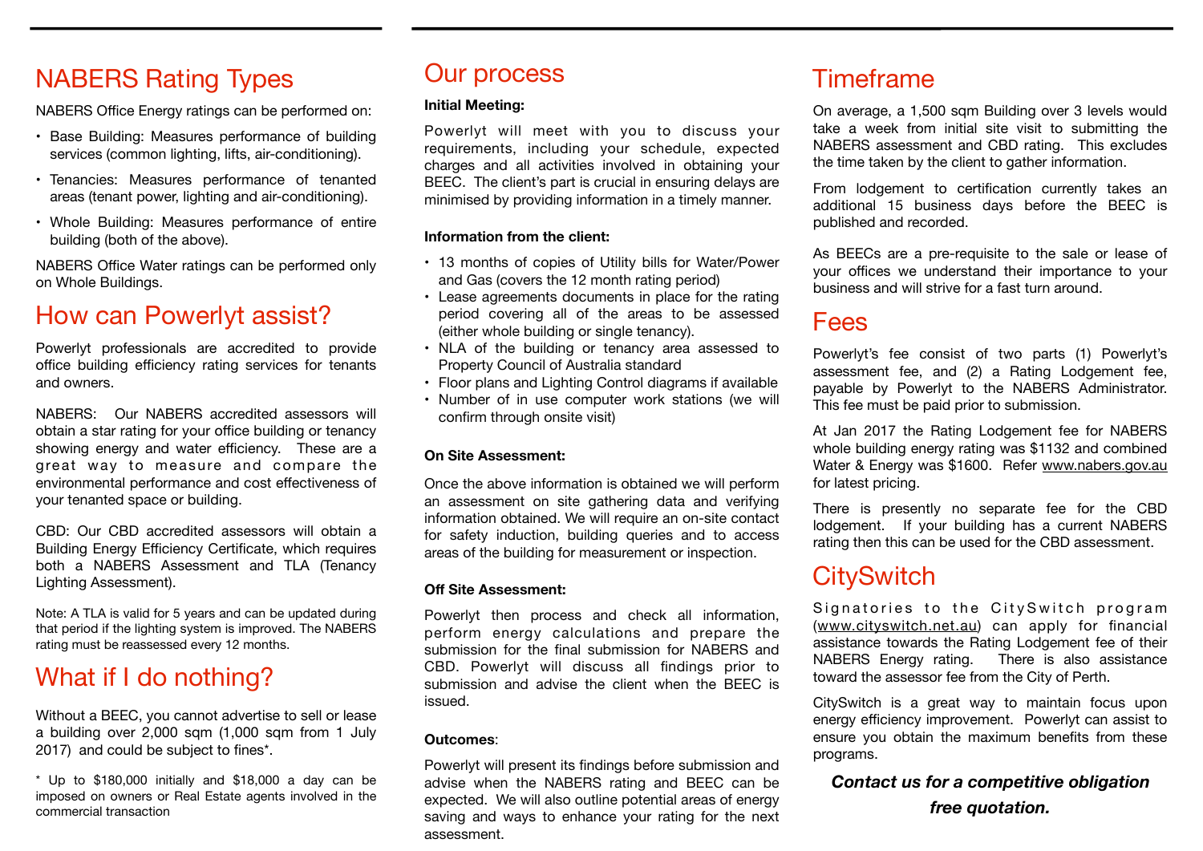# NABERS Rating Types

NABERS Office Energy ratings can be performed on:

- Base Building: Measures performance of building services (common lighting, lifts, air-conditioning).
- Tenancies: Measures performance of tenanted areas (tenant power, lighting and air-conditioning).
- Whole Building: Measures performance of entire building (both of the above).

NABERS Office Water ratings can be performed only on Whole Buildings.

# How can Powerlyt assist?

Powerlyt professionals are accredited to provide office building efficiency rating services for tenants and owners.

NABERS: Our NABERS accredited assessors will obtain a star rating for your office building or tenancy showing energy and water efficiency. These are a great way to measure and compare the environmental performance and cost effectiveness of your tenanted space or building.

CBD: Our CBD accredited assessors will obtain a Building Energy Efficiency Certificate, which requires both a NABERS Assessment and TLA (Tenancy Lighting Assessment).

Note: A TLA is valid for 5 years and can be updated during that period if the lighting system is improved. The NABERS rating must be reassessed every 12 months.

# What if I do nothing?

Without a BEEC, you cannot advertise to sell or lease a building over 2,000 sqm (1,000 sqm from 1 July 2017) and could be subject to fines*.

* Up to $180,000 initially and $18,000 a day can be imposed on owners or Real Estate agents involved in the commercial transaction

# Our process

**Initial Meeting:**

Powerlyt will meet with you to discuss your requirements, including your schedule, expected charges and all activities involved in obtaining your BEEC. The client's part is crucial in ensuring delays are minimised by providing information in a timely manner.

**Information from the client:**

- 13 months of copies of Utility bills for Water/Power and Gas (covers the 12 month rating period)
- Lease agreements documents in place for the rating period covering all of the areas to be assessed (either whole building or single tenancy).
- NLA of the building or tenancy area assessed to Property Council of Australia standard
- Floor plans and Lighting Control diagrams if available
- Number of in use computer work stations (we will confirm through onsite visit)

**On Site Assessment:**

Once the above information is obtained we will perform an assessment on site gathering data and verifying information obtained. We will require an on-site contact for safety induction, building queries and to access areas of the building for measurement or inspection.

**Off Site Assessment:**

Powerlyt then process and check all information, perform energy calculations and prepare the submission for the final submission for NABERS and CBD. Powerlyt will discuss all findings prior to submission and advise the client when the BEEC is issued.

**Outcomes**:

Powerlyt will present its findings before submission and advise when the NABERS rating and BEEC can be expected. We will also outline potential areas of energy saving and ways to enhance your rating for the next assessment.

# Timeframe

On average, a 1,500 sqm Building over 3 levels would take a week from initial site visit to submitting the NABERS assessment and CBD rating. This excludes the time taken by the client to gather information.

From lodgement to certification currently takes an additional 15 business days before the BEEC is published and recorded.

As BEECs are a pre-requisite to the sale or lease of your offices we understand their importance to your business and will strive for a fast turn around.

# Fees

Powerlyt's fee consist of two parts (1) Powerlyt's assessment fee, and (2) a Rating Lodgement fee, payable by Powerlyt to the NABERS Administrator. This fee must be paid prior to submission.

At Jan 2017 the Rating Lodgement fee for NABERS whole building energy rating was $1132 and combined Water & Energy was $1600. Refer www.nabers.gov.au for latest pricing.

There is presently no separate fee for the CBD lodgement. If your building has a current NABERS rating then this can be used for the CBD assessment.

# CitySwitch

Signatories to the CitySwitch program (www.cityswitch.net.au) can apply for financial assistance towards the Rating Lodgement fee of their NABERS Energy rating. There is also assistance toward the assessor fee from the City of Perth.

CitySwitch is a great way to maintain focus upon energy efficiency improvement. Powerlyt can assist to ensure you obtain the maximum benefits from these programs.

***Contact us for a competitive obligation free quotation.***